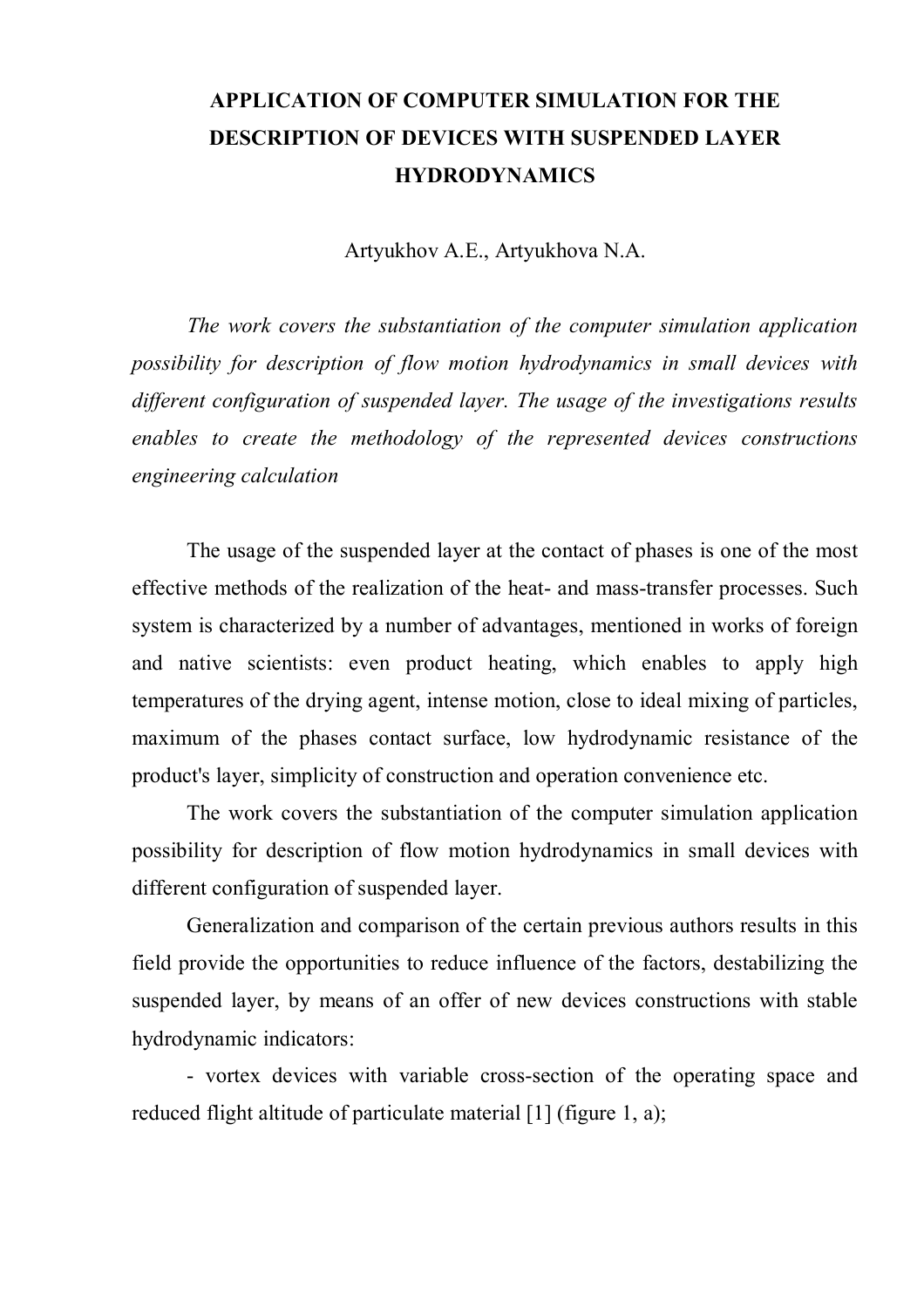# APPLICATION OF COMPUTER SIMULATION FOR THE DESCRIPTION OF DEVICES WITH SUSPENDED LAYER HYDRODYNAMICS

Artyukhov A.E., Artyukhova N.A.

*The work covers the substantiation of the computer simulation application possibility for description of flow motion hydrodynamics in small devices with different configuration of suspended layer. The usage of the investigations results enables to create the methodology of the represented devices constructions engineering calculation*

The usage of the suspended layer at the contact of phases is one of the most effective methods of the realization of the heat- and mass-transfer processes. Such system is characterized by a number of advantages, mentioned in works of foreign and native scientists: even product heating, which enables to apply high temperatures of the drying agent, intense motion, close to ideal mixing of particles, maximum of the phases contact surface, low hydrodynamic resistance of the product's layer, simplicity of construction and operation convenience etc.

The work covers the substantiation of the computer simulation application possibility for description of flow motion hydrodynamics in small devices with different configuration of suspended layer.

Generalization and comparison of the certain previous authors results in this field provide the opportunities to reduce influence of the factors, destabilizing the suspended layer, by means of an offer of new devices constructions with stable hydrodynamic indicators:

- vortex devices with variable cross-section of the operating space and reduced flight altitude of particulate material [1] (figure 1, a);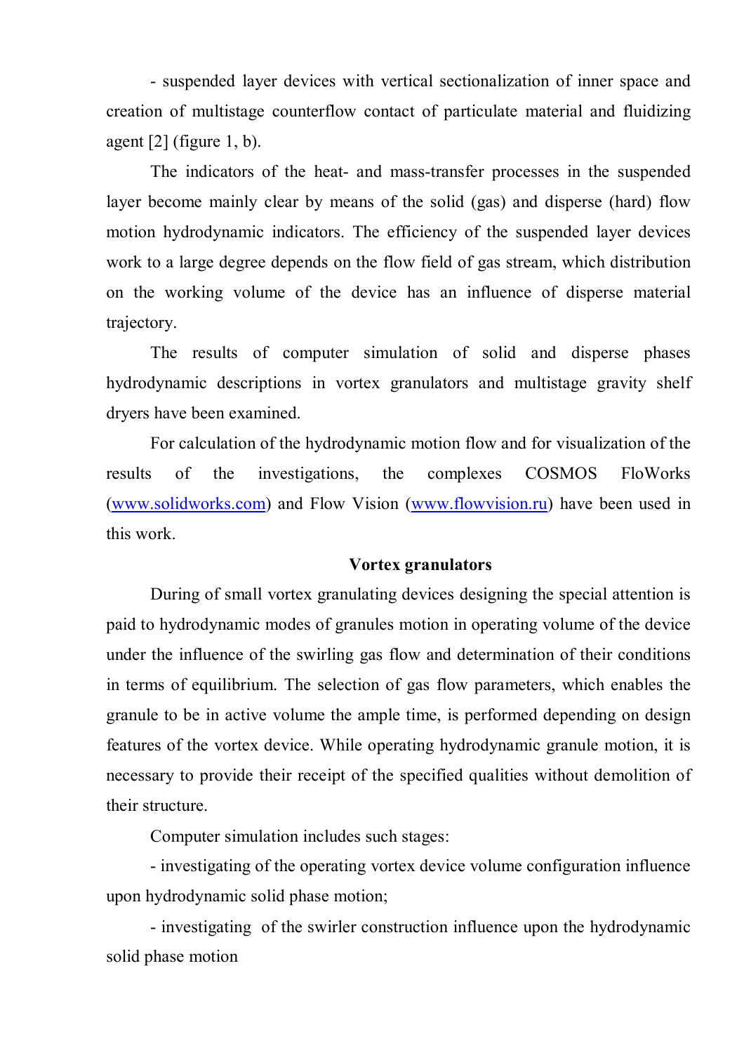- suspended layer devices with vertical sectionalization of inner space and creation of multistage counterflow contact of particulate material and fluidizing agent [2] (figure 1, b).

The indicators of the heat- and mass-transfer processes in the suspended layer become mainly clear by means of the solid (gas) and disperse (hard) flow motion hydrodynamic indicators. The efficiency of the suspended layer devices work to a large degree depends on the flow field of gas stream, which distribution on the working volume of the device has an influence of disperse material trajectory.

The results of computer simulation of solid and disperse phases hydrodynamic descriptions in vortex granulators and multistage gravity shelf dryers have been examined.

For calculation of the hydrodynamic motion flow and for visualization of the results of the investigations, the complexes COSMOS FloWorks ([www.solidworks.com](www.solidworks.com)) and Flow Vision ([www.flowvision.ru](www.flowvision.ru)) have been used in this work.

**Vortex granulators**

During of small vortex granulating devices designing the special attention is paid to hydrodynamic modes of granules motion in operating volume of the device under the influence of the swirling gas flow and determination of their conditions in terms of equilibrium. The selection of gas flow parameters, which enables the granule to be in active volume the ample time, is performed depending on design features of the vortex device. While operating hydrodynamic granule motion, it is necessary to provide their receipt of the specified qualities without demolition of their structure.

Computer simulation includes such stages:

- investigating of the operating vortex device volume configuration influence upon hydrodynamic solid phase motion;

- investigating of the swirler construction influence upon the hydrodynamic solid phase motion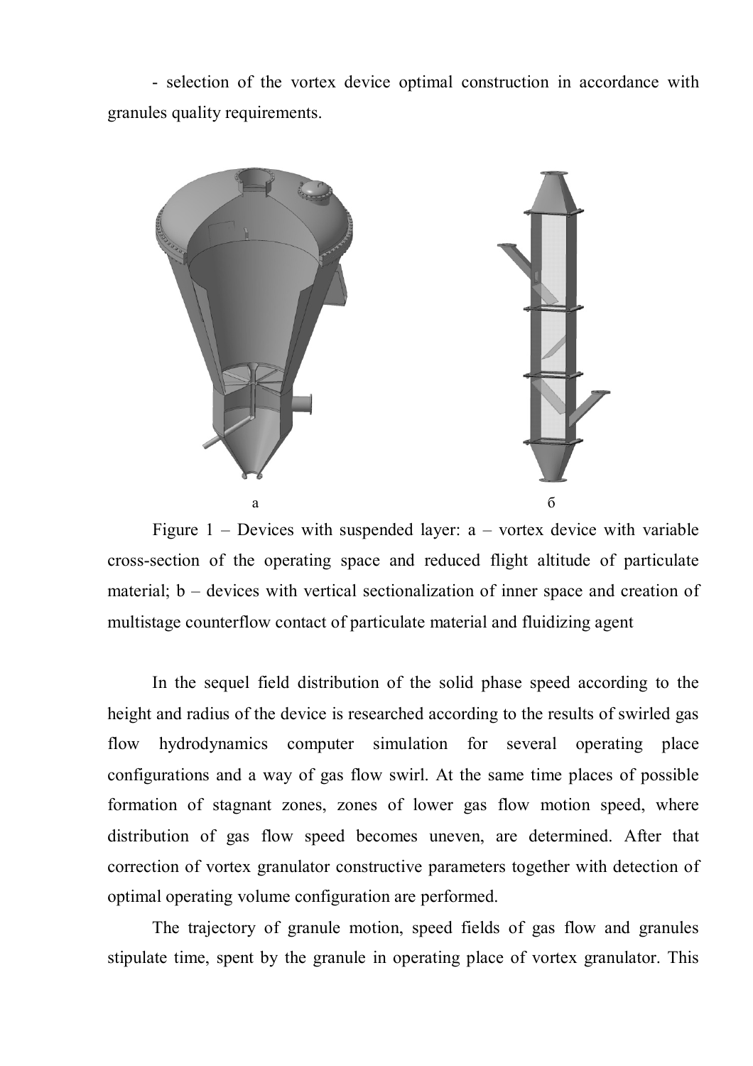- selection of the vortex device optimal construction in accordance with granules quality requirements.

а б

Figure 1 – Devices with suspended layer: a – vortex device with variable cross-section of the operating space and reduced flight altitude of particulate material; b – devices with vertical sectionalization of inner space and creation of multistage counterflow contact of particulate material and fluidizing agent

In the sequel field distribution of the solid phase speed according to the height and radius of the device is researched according to the results of swirled gas flow hydrodynamics computer simulation for several operating place configurations and a way of gas flow swirl. At the same time places of possible formation of stagnant zones, zones of lower gas flow motion speed, where distribution of gas flow speed becomes uneven, are determined. After that correction of vortex granulator constructive parameters together with detection of optimal operating volume configuration are performed.

The trajectory of granule motion, speed fields of gas flow and granules stipulate time, spent by the granule in operating place of vortex granulator. This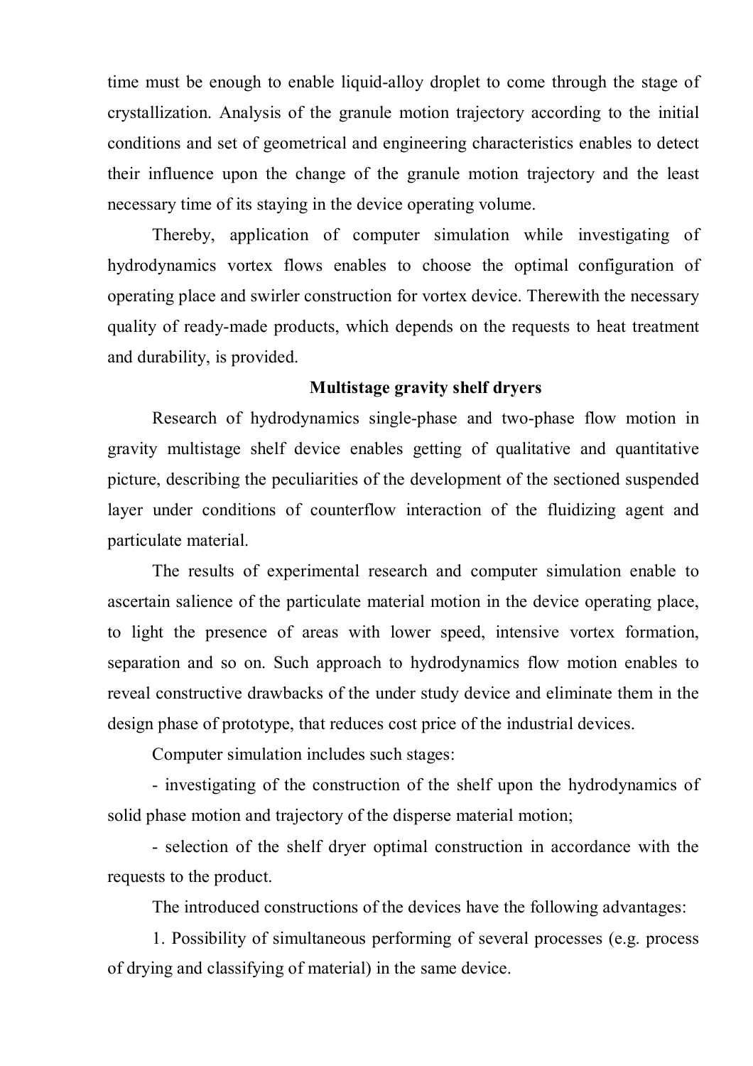time must be enough to enable liquid-alloy droplet to come through the stage of crystallization. Analysis of the granule motion trajectory according to the initial conditions and set of geometrical and engineering characteristics enables to detect their influence upon the change of the granule motion trajectory and the least necessary time of its staying in the device operating volume.

Thereby, application of computer simulation while investigating of hydrodynamics vortex flows enables to choose the optimal configuration of operating place and swirler construction for vortex device. Therewith the necessary quality of ready-made products, which depends on the requests to heat treatment and durability, is provided.

## Multistage gravity shelf dryers

Research of hydrodynamics single-phase and two-phase flow motion in gravity multistage shelf device enables getting of qualitative and quantitative picture, describing the peculiarities of the development of the sectioned suspended layer under conditions of counterflow interaction of the fluidizing agent and particulate material.

The results of experimental research and computer simulation enable to ascertain salience of the particulate material motion in the device operating place, to light the presence of areas with lower speed, intensive vortex formation, separation and so on. Such approach to hydrodynamics flow motion enables to reveal constructive drawbacks of the under study device and eliminate them in the design phase of prototype, that reduces cost price of the industrial devices.

Computer simulation includes such stages:

- investigating of the construction of the shelf upon the hydrodynamics of solid phase motion and trajectory of the disperse material motion;

- selection of the shelf dryer optimal construction in accordance with the requests to the product.

The introduced constructions of the devices have the following advantages:

1. Possibility of simultaneous performing of several processes (e.g. process of drying and classifying of material) in the same device.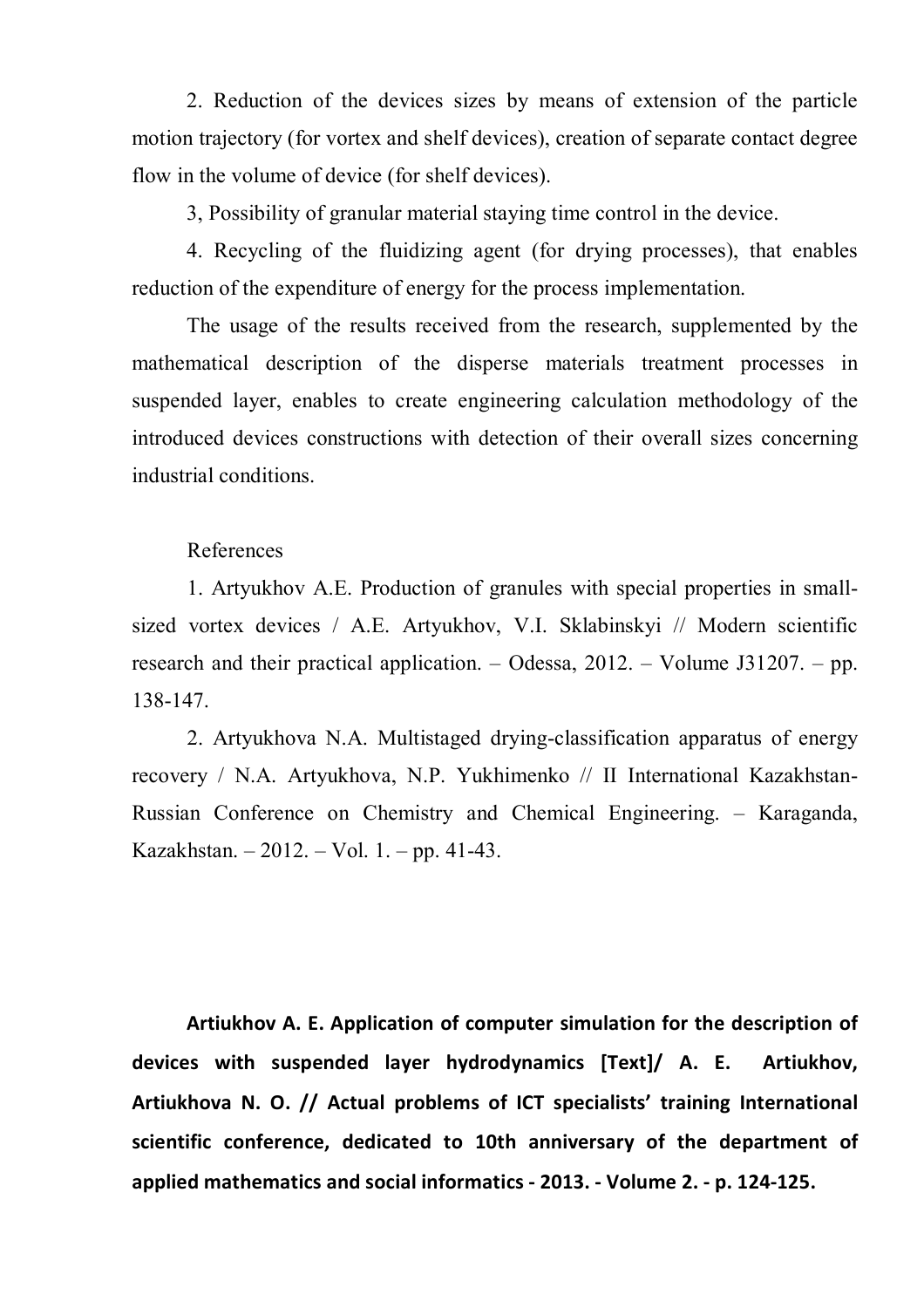2. Reduction of the devices sizes by means of extension of the particle motion trajectory (for vortex and shelf devices), creation of separate contact degree flow in the volume of device (for shelf devices).

3, Possibility of granular material staying time control in the device.

4. Recycling of the fluidizing agent (for drying processes), that enables reduction of the expenditure of energy for the process implementation.

The usage of the results received from the research, supplemented by the mathematical description of the disperse materials treatment processes in suspended layer, enables to create engineering calculation methodology of the introduced devices constructions with detection of their overall sizes concerning industrial conditions.

References

1. Artyukhov A.E. Production of granules with special properties in small-sized vortex devices / A.E. Artyukhov, V.I. Sklabinskyi // Modern scientific research and their practical application. – Odessa, 2012. – Volume J31207. – pp. 138-147.

2. Artyukhova N.A. Multistaged drying-classification apparatus of energy recovery / N.A. Artyukhova, N.P. Yukhimenko // II International Kazakhstan-Russian Conference on Chemistry and Chemical Engineering. – Karaganda, Kazakhstan. – 2012. – Vol. 1. – pp. 41-43.

**Artiukhov A. E. Application of computer simulation for the description of devices with suspended layer hydrodynamics [Text]/ A. E. Artiukhov, Artiukhova N. O. // Actual problems of ICT specialists' training International scientific conference, dedicated to 10th anniversary of the department of applied mathematics and social informatics - 2013. - Volume 2. - p. 124-125.**